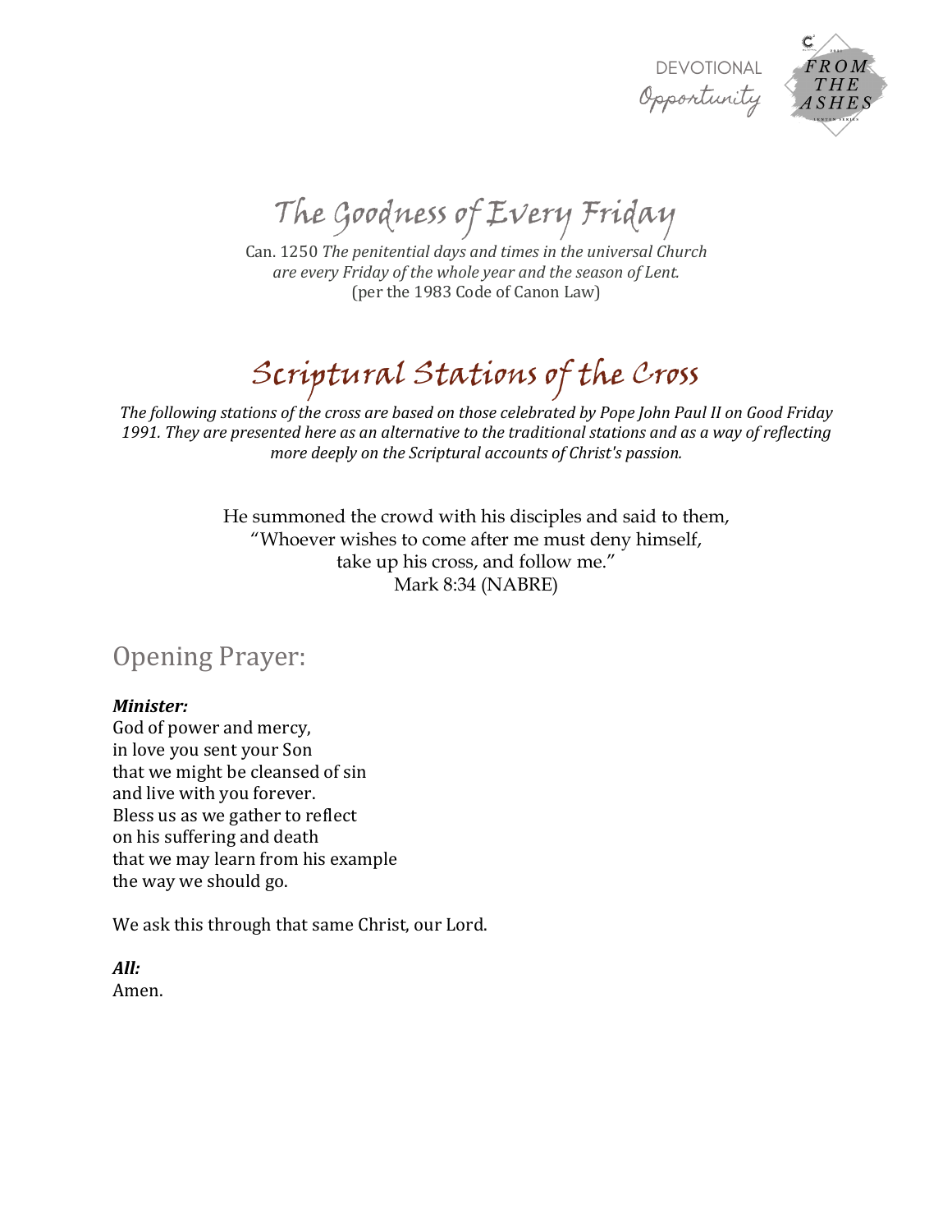DEVOTIONAL Opportunity

FROM THE ASHES

# The Goodness of Every Friday

Can. 1250 *The penitential days and times in the universal Church are every Friday of the whole year and the season of Lent.*
(per the 1983 Code of Canon Law)

# Scriptural Stations of the Cross

*The following stations of the cross are based on those celebrated by Pope John Paul II on Good Friday 1991. They are presented here as an alternative to the traditional stations and as a way of reflecting more deeply on the Scriptural accounts of Christ's passion.*

He summoned the crowd with his disciples and said to them,
"Whoever wishes to come after me must deny himself,
take up his cross, and follow me."
Mark 8:34 (NABRE)

## Opening Prayer:

***Minister:***
God of power and mercy,
in love you sent your Son
that we might be cleansed of sin
and live with you forever.
Bless us as we gather to reflect
on his suffering and death
that we may learn from his example
the way we should go.

We ask this through that same Christ, our Lord.

***All:***
Amen.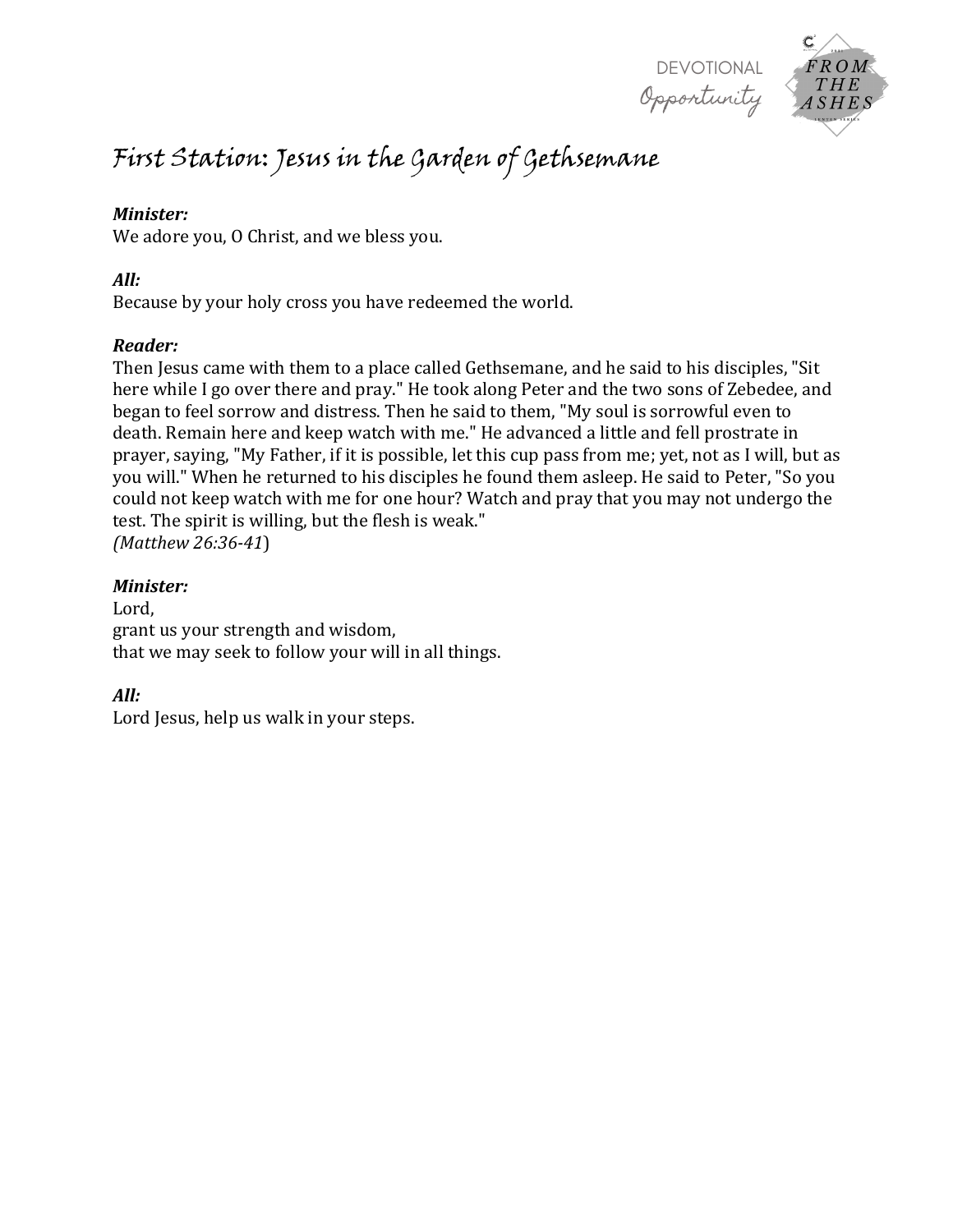# First Station: Jesus in the Garden of Gethsemane

***Minister:***
We adore you, O Christ, and we bless you.

***All:***
Because by your holy cross you have redeemed the world.

***Reader:***
Then Jesus came with them to a place called Gethsemane, and he said to his disciples, "Sit here while I go over there and pray." He took along Peter and the two sons of Zebedee, and began to feel sorrow and distress. Then he said to them, "My soul is sorrowful even to death. Remain here and keep watch with me." He advanced a little and fell prostrate in prayer, saying, "My Father, if it is possible, let this cup pass from me; yet, not as I will, but as you will." When he returned to his disciples he found them asleep. He said to Peter, "So you could not keep watch with me for one hour? Watch and pray that you may not undergo the test. The spirit is willing, but the flesh is weak."
*(Matthew 26:36-41*)

***Minister:***
Lord,
grant us your strength and wisdom,
that we may seek to follow your will in all things.

***All:***
Lord Jesus, help us walk in your steps.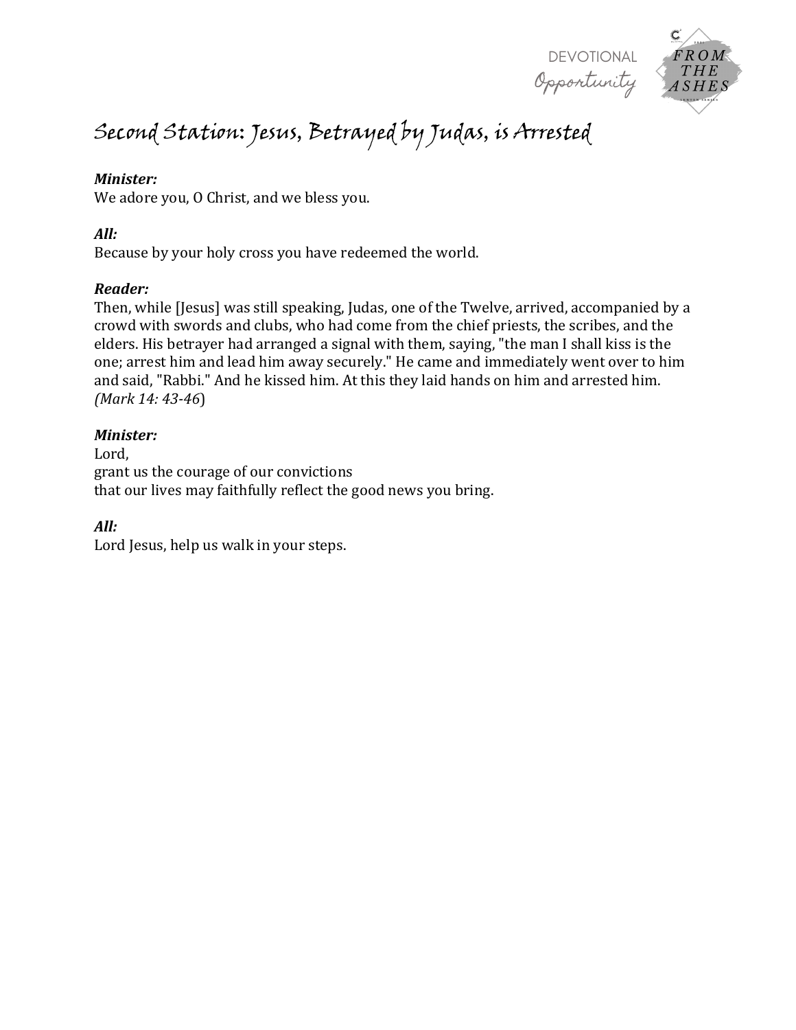# Second Station: Jesus, Betrayed by Judas, is Arrested

***Minister:***
We adore you, O Christ, and we bless you.

***All:***
Because by your holy cross you have redeemed the world.

***Reader:***
Then, while [Jesus] was still speaking, Judas, one of the Twelve, arrived, accompanied by a crowd with swords and clubs, who had come from the chief priests, the scribes, and the elders. His betrayer had arranged a signal with them, saying, "the man I shall kiss is the one; arrest him and lead him away securely." He came and immediately went over to him and said, "Rabbi." And he kissed him. At this they laid hands on him and arrested him. *(Mark 14: 43-46*)

***Minister:***
Lord,
grant us the courage of our convictions
that our lives may faithfully reflect the good news you bring.

***All:***
Lord Jesus, help us walk in your steps.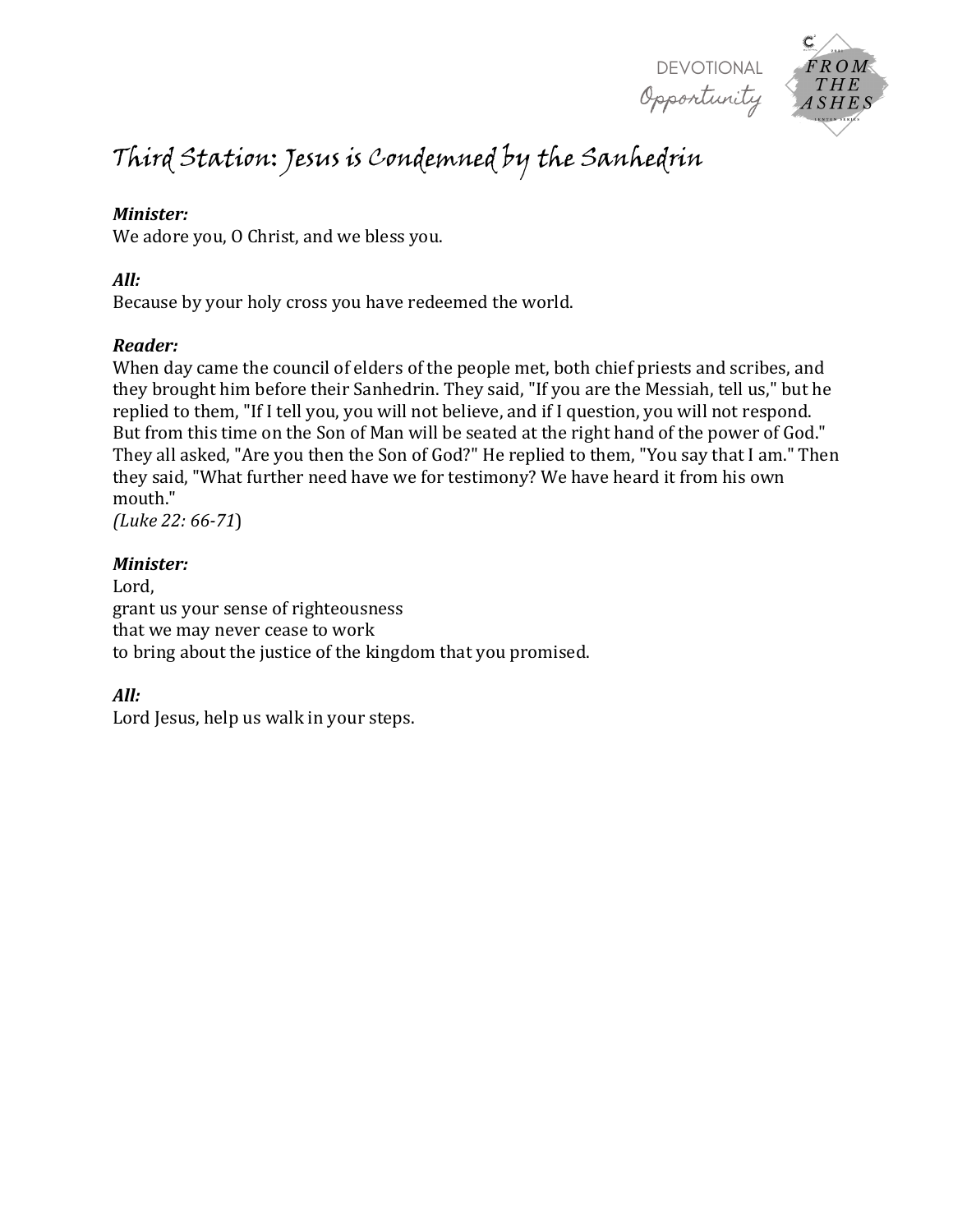# Third Station: Jesus is Condemned by the Sanhedrin

***Minister:***
We adore you, O Christ, and we bless you.

***All:***
Because by your holy cross you have redeemed the world.

***Reader:***
When day came the council of elders of the people met, both chief priests and scribes, and they brought him before their Sanhedrin. They said, "If you are the Messiah, tell us," but he replied to them, "If I tell you, you will not believe, and if I question, you will not respond. But from this time on the Son of Man will be seated at the right hand of the power of God." They all asked, "Are you then the Son of God?" He replied to them, "You say that I am." Then they said, "What further need have we for testimony? We have heard it from his own mouth."
*(Luke 22: 66-71*)

***Minister:***
Lord,
grant us your sense of righteousness
that we may never cease to work
to bring about the justice of the kingdom that you promised.

***All:***
Lord Jesus, help us walk in your steps.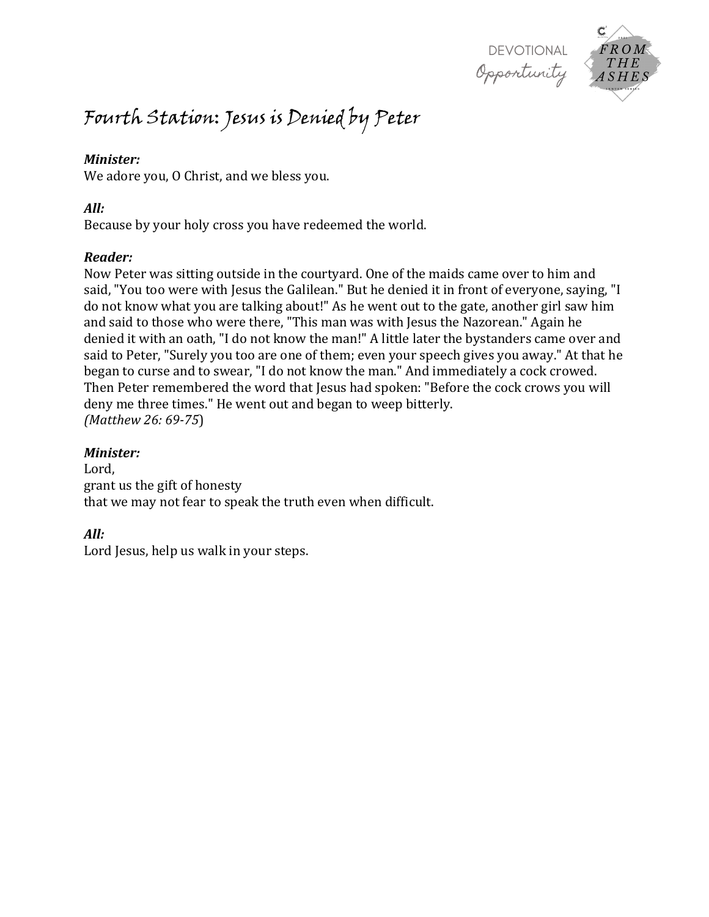# Fourth Station: Jesus is Denied by Peter

***Minister:***
We adore you, O Christ, and we bless you.

***All:***
Because by your holy cross you have redeemed the world.

***Reader:***
Now Peter was sitting outside in the courtyard. One of the maids came over to him and said, "You too were with Jesus the Galilean." But he denied it in front of everyone, saying, "I do not know what you are talking about!" As he went out to the gate, another girl saw him and said to those who were there, "This man was with Jesus the Nazorean." Again he denied it with an oath, "I do not know the man!" A little later the bystanders came over and said to Peter, "Surely you too are one of them; even your speech gives you away." At that he began to curse and to swear, "I do not know the man." And immediately a cock crowed. Then Peter remembered the word that Jesus had spoken: "Before the cock crows you will deny me three times." He went out and began to weep bitterly.
*(Matthew 26: 69-75*)

***Minister:***
Lord,
grant us the gift of honesty
that we may not fear to speak the truth even when difficult.

***All:***
Lord Jesus, help us walk in your steps.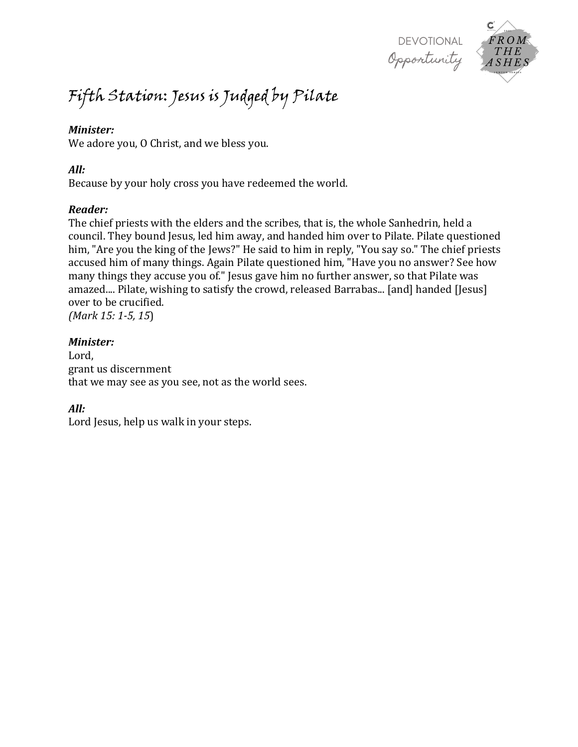# Fifth Station: Jesus is Judged by Pilate

***Minister:***
We adore you, O Christ, and we bless you.

***All:***
Because by your holy cross you have redeemed the world.

***Reader:***
The chief priests with the elders and the scribes, that is, the whole Sanhedrin, held a council. They bound Jesus, led him away, and handed him over to Pilate. Pilate questioned him, "Are you the king of the Jews?" He said to him in reply, "You say so." The chief priests accused him of many things. Again Pilate questioned him, "Have you no answer? See how many things they accuse you of." Jesus gave him no further answer, so that Pilate was amazed.... Pilate, wishing to satisfy the crowd, released Barrabas... [and] handed [Jesus] over to be crucified.
*(Mark 15: 1-5, 15*)

***Minister:***
Lord,
grant us discernment
that we may see as you see, not as the world sees.

***All:***
Lord Jesus, help us walk in your steps.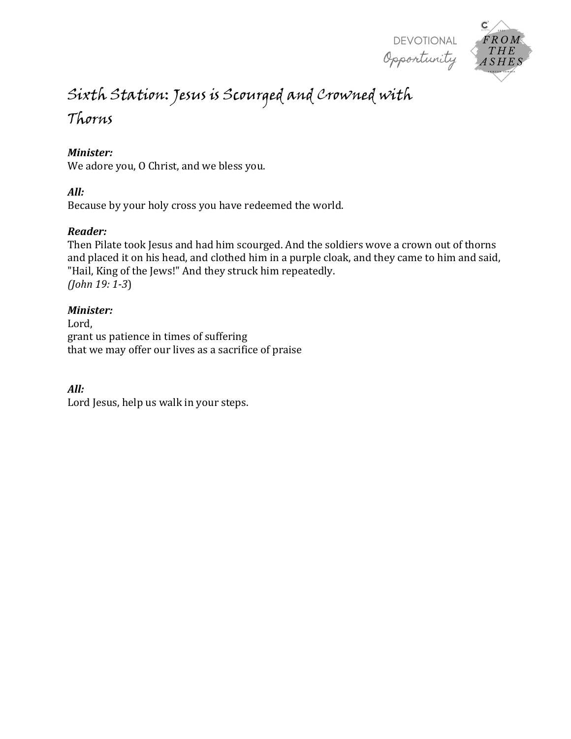# Sixth Station: Jesus is Scourged and Crowned with Thorns

***Minister:***
We adore you, O Christ, and we bless you.

***All:***
Because by your holy cross you have redeemed the world.

***Reader:***
Then Pilate took Jesus and had him scourged. And the soldiers wove a crown out of thorns and placed it on his head, and clothed him in a purple cloak, and they came to him and said, "Hail, King of the Jews!" And they struck him repeatedly.
*(John 19: 1-3*)

***Minister:***
Lord,
grant us patience in times of suffering
that we may offer our lives as a sacrifice of praise

***All:***
Lord Jesus, help us walk in your steps.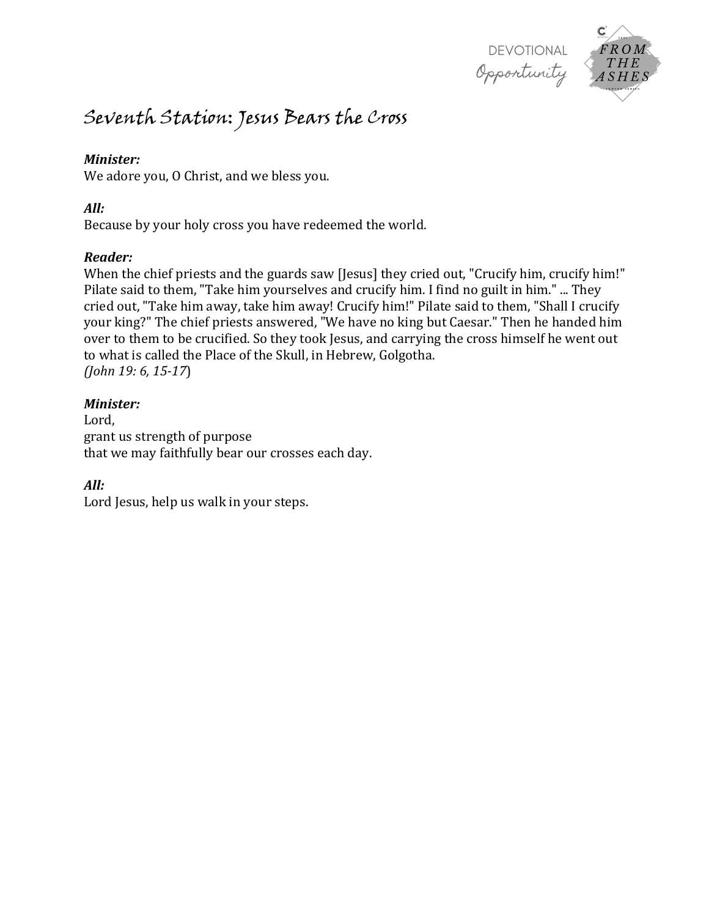# Seventh Station: Jesus Bears the Cross

***Minister:***
We adore you, O Christ, and we bless you.

***All:***
Because by your holy cross you have redeemed the world.

***Reader:***
When the chief priests and the guards saw [Jesus] they cried out, "Crucify him, crucify him!" Pilate said to them, "Take him yourselves and crucify him. I find no guilt in him." ... They cried out, "Take him away, take him away! Crucify him!" Pilate said to them, "Shall I crucify your king?" The chief priests answered, "We have no king but Caesar." Then he handed him over to them to be crucified. So they took Jesus, and carrying the cross himself he went out to what is called the Place of the Skull, in Hebrew, Golgotha.
*(John 19: 6, 15-17*)

***Minister:***
Lord,
grant us strength of purpose
that we may faithfully bear our crosses each day.

***All:***
Lord Jesus, help us walk in your steps.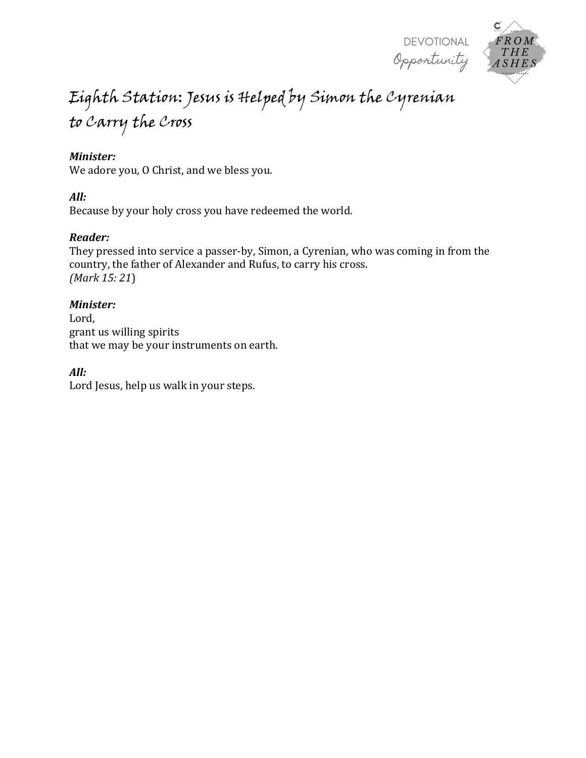# Eighth Station: Jesus is Helped by Simon the Cyrenian to Carry the Cross

***Minister:***
We adore you, O Christ, and we bless you.

***All:***
Because by your holy cross you have redeemed the world.

***Reader:***
They pressed into service a passer-by, Simon, a Cyrenian, who was coming in from the country, the father of Alexander and Rufus, to carry his cross.
*(Mark 15: 21*)

***Minister:***
Lord,
grant us willing spirits
that we may be your instruments on earth.

***All:***
Lord Jesus, help us walk in your steps.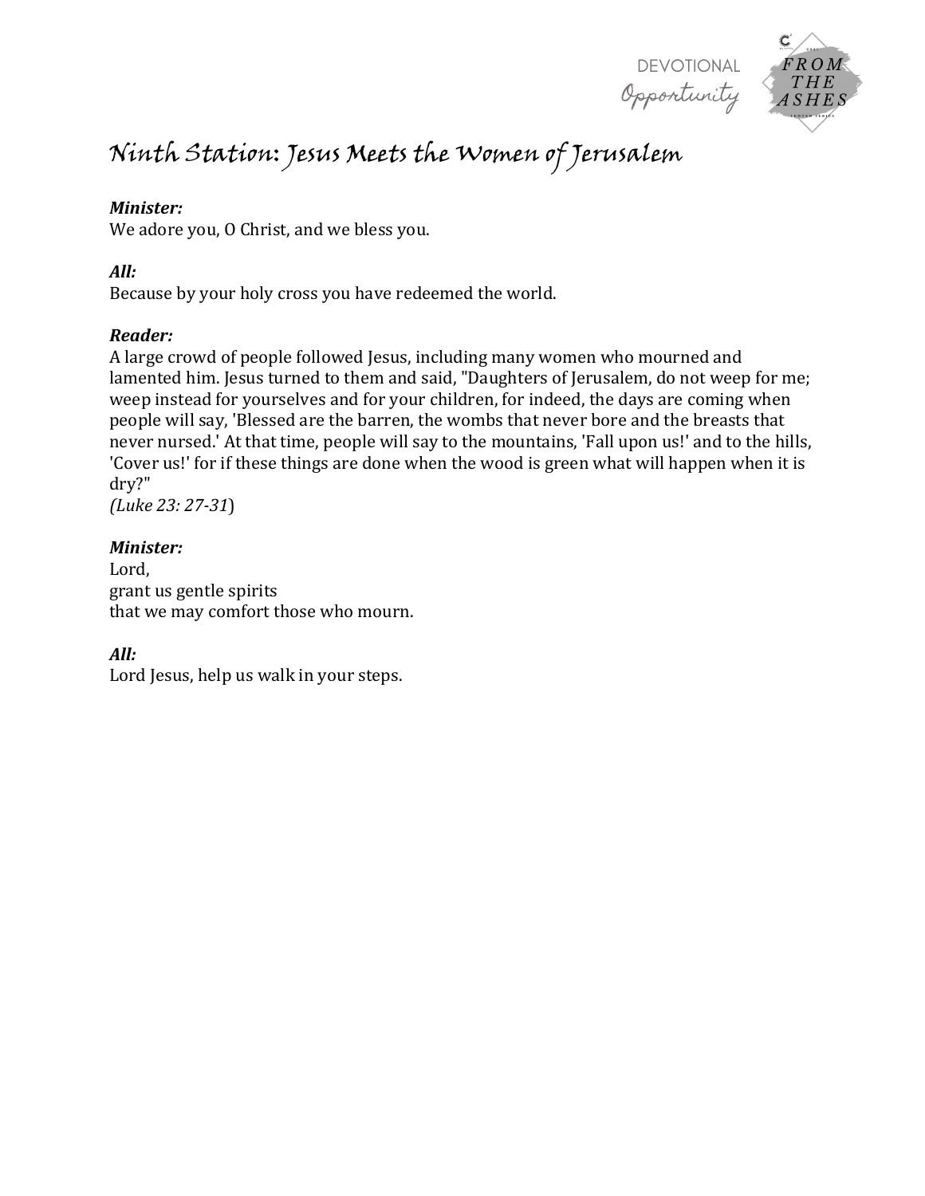# Ninth Station: Jesus Meets the Women of Jerusalem

***Minister:***
We adore you, O Christ, and we bless you.

***All:***
Because by your holy cross you have redeemed the world.

***Reader:***
A large crowd of people followed Jesus, including many women who mourned and lamented him. Jesus turned to them and said, "Daughters of Jerusalem, do not weep for me; weep instead for yourselves and for your children, for indeed, the days are coming when people will say, 'Blessed are the barren, the wombs that never bore and the breasts that never nursed.' At that time, people will say to the mountains, 'Fall upon us!' and to the hills, 'Cover us!' for if these things are done when the wood is green what will happen when it is dry?"
*(Luke 23: 27-31*)

***Minister:***
Lord,
grant us gentle spirits
that we may comfort those who mourn.

***All:***
Lord Jesus, help us walk in your steps.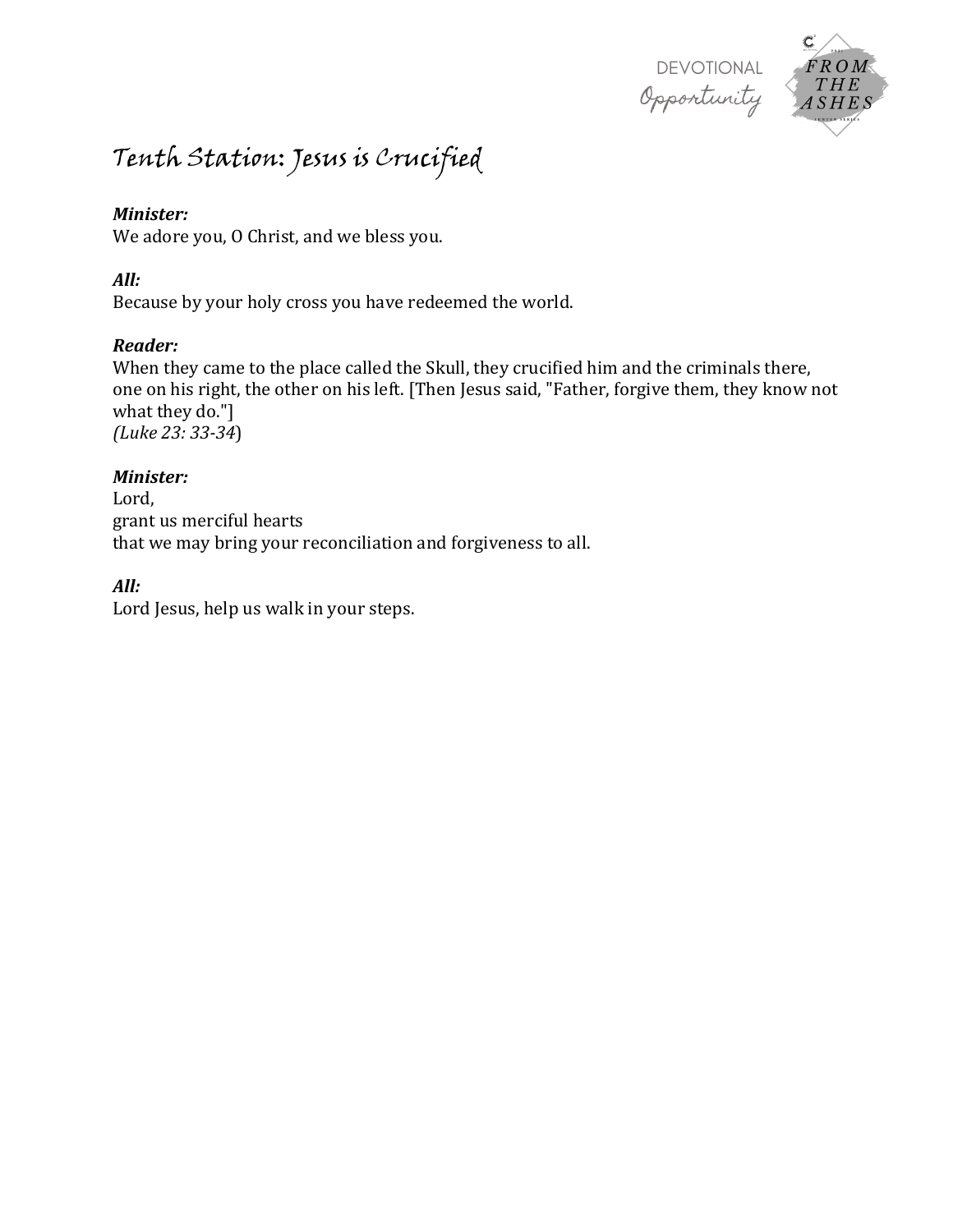# Tenth Station: Jesus is Crucified

***Minister:***
We adore you, O Christ, and we bless you.

***All:***
Because by your holy cross you have redeemed the world.

***Reader:***
When they came to the place called the Skull, they crucified him and the criminals there, one on his right, the other on his left. [Then Jesus said, "Father, forgive them, they know not what they do."]
*(Luke 23: 33-34*)

***Minister:***
Lord,
grant us merciful hearts
that we may bring your reconciliation and forgiveness to all.

***All:***
Lord Jesus, help us walk in your steps.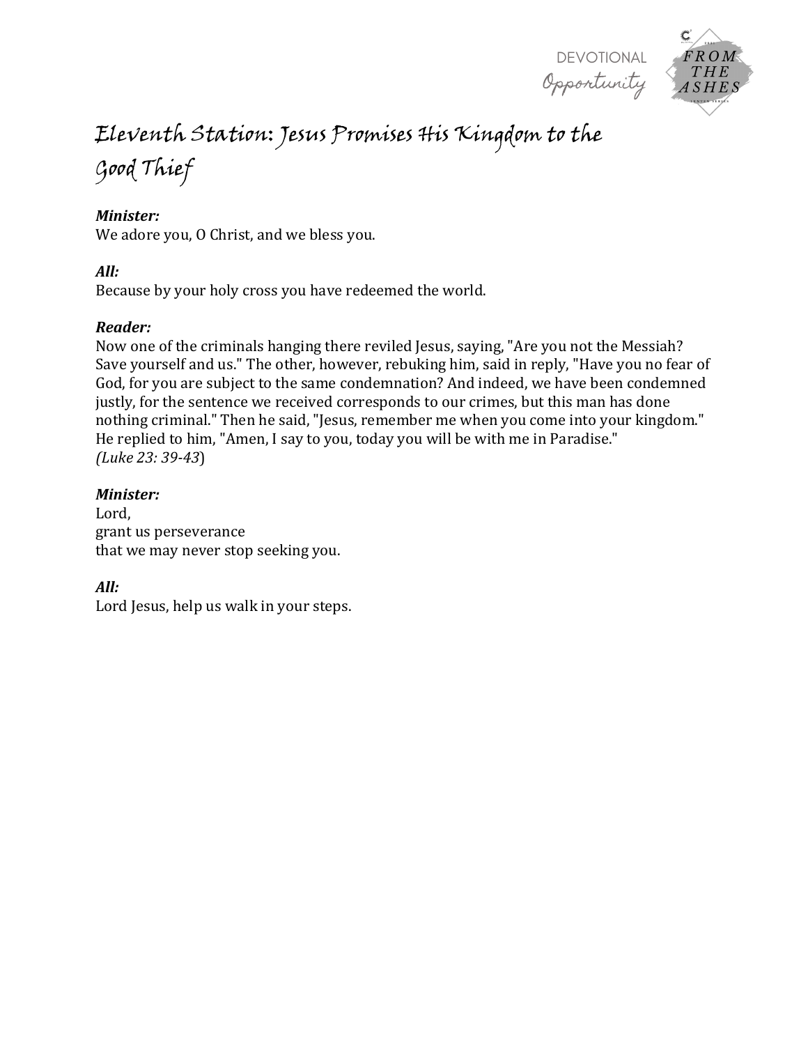# Eleventh Station: Jesus Promises His Kingdom to the Good Thief

***Minister:***
We adore you, O Christ, and we bless you.

***All:***
Because by your holy cross you have redeemed the world.

***Reader:***
Now one of the criminals hanging there reviled Jesus, saying, "Are you not the Messiah? Save yourself and us." The other, however, rebuking him, said in reply, "Have you no fear of God, for you are subject to the same condemnation? And indeed, we have been condemned justly, for the sentence we received corresponds to our crimes, but this man has done nothing criminal." Then he said, "Jesus, remember me when you come into your kingdom." He replied to him, "Amen, I say to you, today you will be with me in Paradise."
*(Luke 23: 39-43*)

***Minister:***
Lord,
grant us perseverance
that we may never stop seeking you.

***All:***
Lord Jesus, help us walk in your steps.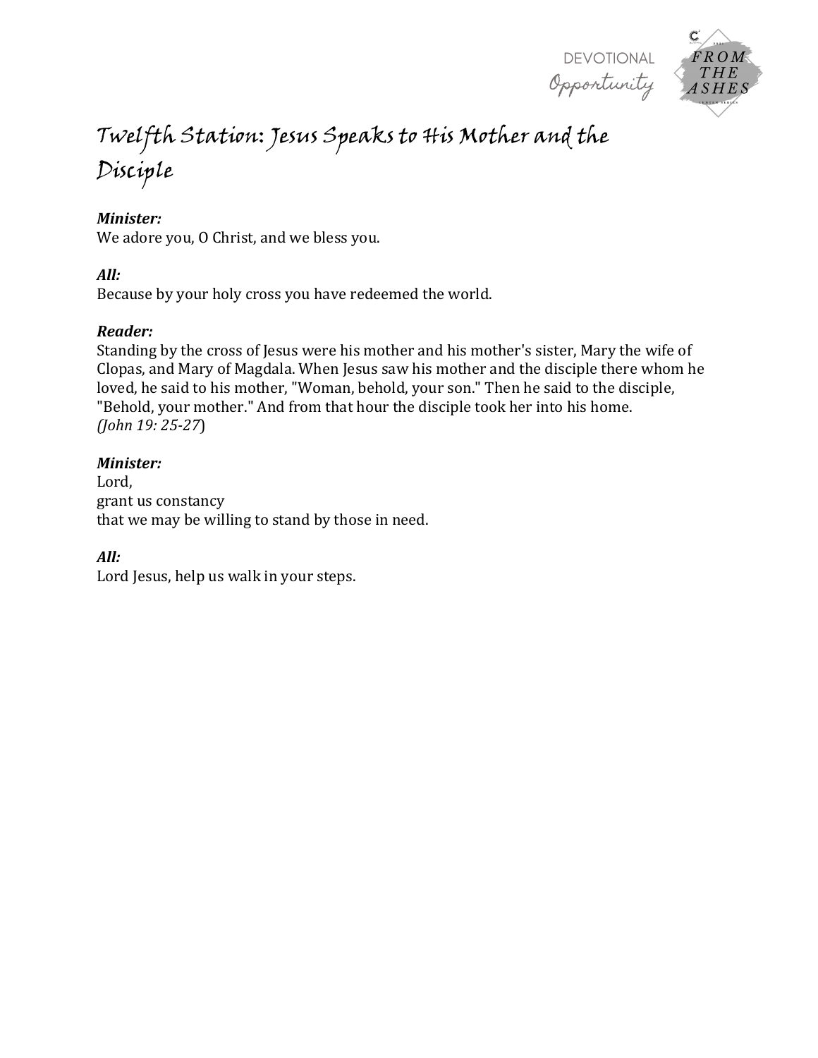# Twelfth Station: Jesus Speaks to His Mother and the Disciple

***Minister:***
We adore you, O Christ, and we bless you.

***All:***
Because by your holy cross you have redeemed the world.

***Reader:***
Standing by the cross of Jesus were his mother and his mother's sister, Mary the wife of Clopas, and Mary of Magdala. When Jesus saw his mother and the disciple there whom he loved, he said to his mother, "Woman, behold, your son." Then he said to the disciple, "Behold, your mother." And from that hour the disciple took her into his home.
*(John 19: 25-27*)

***Minister:***
Lord,
grant us constancy
that we may be willing to stand by those in need.

***All:***
Lord Jesus, help us walk in your steps.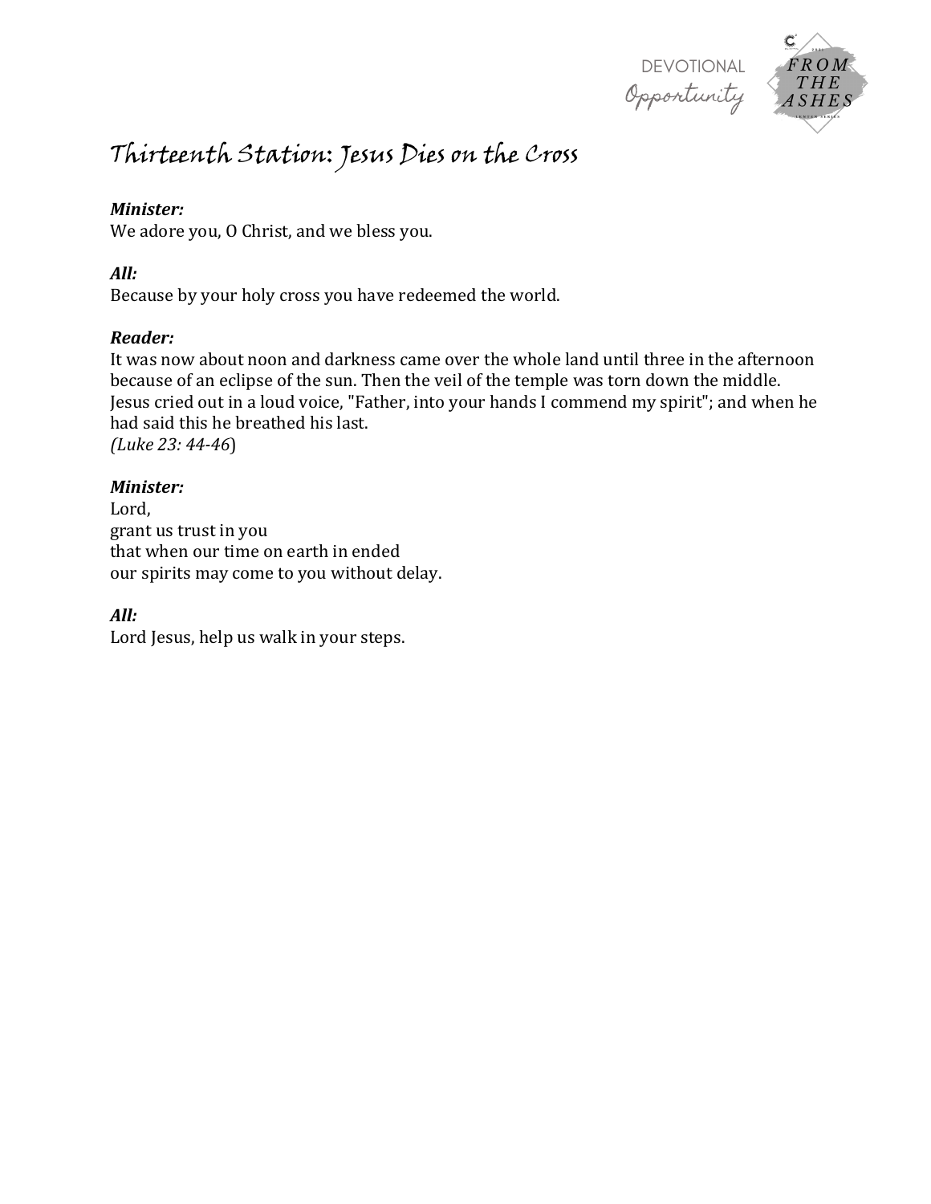# Thirteenth Station: Jesus Dies on the Cross

***Minister:***
We adore you, O Christ, and we bless you.

***All:***
Because by your holy cross you have redeemed the world.

***Reader:***
It was now about noon and darkness came over the whole land until three in the afternoon because of an eclipse of the sun. Then the veil of the temple was torn down the middle. Jesus cried out in a loud voice, "Father, into your hands I commend my spirit"; and when he had said this he breathed his last.
*(Luke 23: 44-46*)

***Minister:***
Lord,
grant us trust in you
that when our time on earth in ended
our spirits may come to you without delay.

***All:***
Lord Jesus, help us walk in your steps.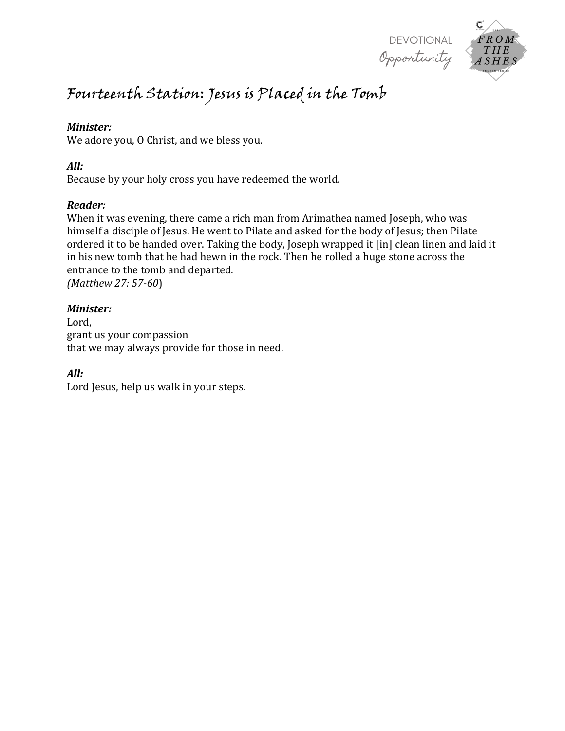# Fourteenth Station: Jesus is Placed in the Tomb

***Minister:***
We adore you, O Christ, and we bless you.

***All:***
Because by your holy cross you have redeemed the world.

***Reader:***
When it was evening, there came a rich man from Arimathea named Joseph, who was himself a disciple of Jesus. He went to Pilate and asked for the body of Jesus; then Pilate ordered it to be handed over. Taking the body, Joseph wrapped it [in] clean linen and laid it in his new tomb that he had hewn in the rock. Then he rolled a huge stone across the entrance to the tomb and departed.
*(Matthew 27: 57-60*)

***Minister:***
Lord,
grant us your compassion
that we may always provide for those in need.

***All:***
Lord Jesus, help us walk in your steps.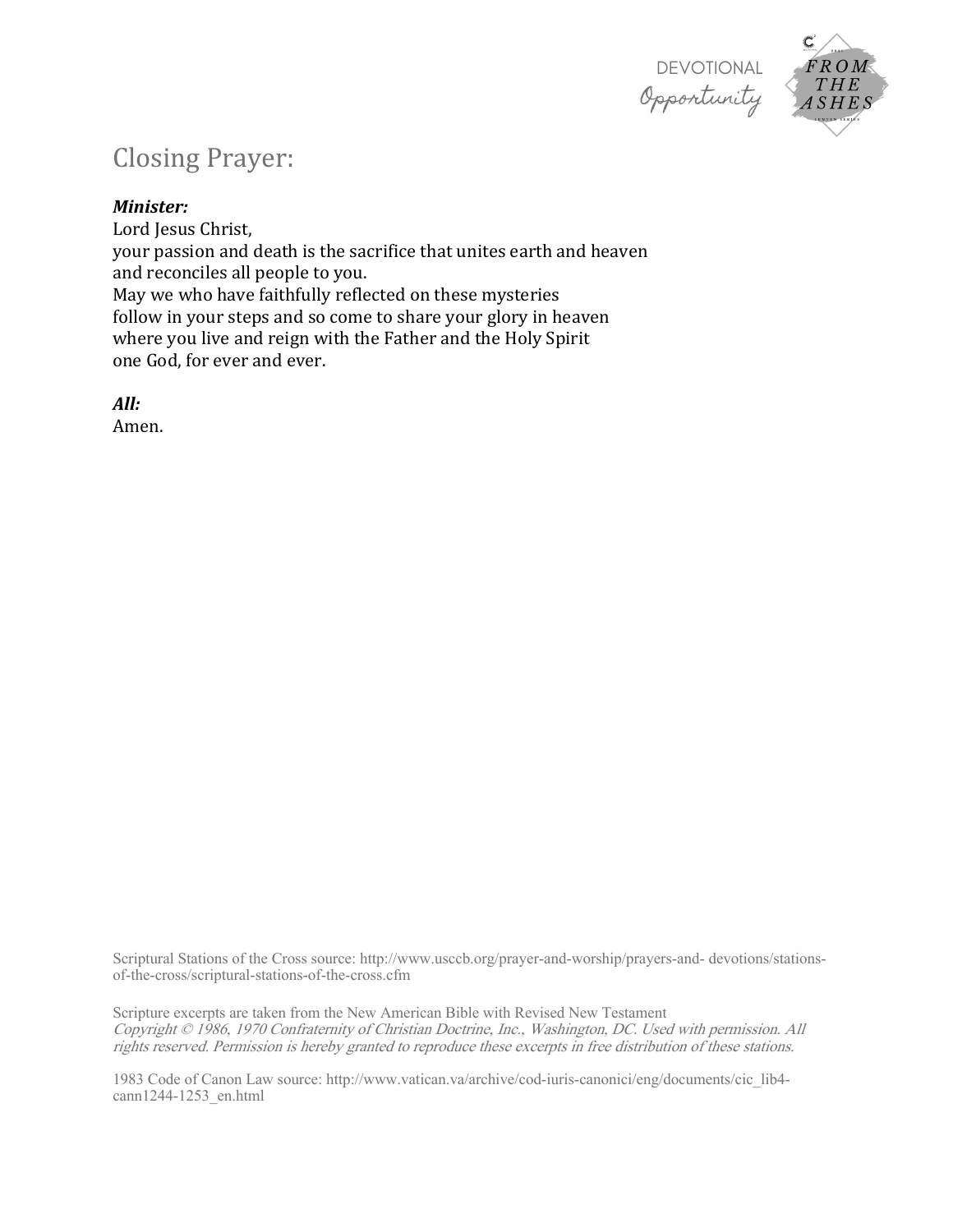## Closing Prayer:

***Minister:***
Lord Jesus Christ,
your passion and death is the sacrifice that unites earth and heaven
and reconciles all people to you.
May we who have faithfully reflected on these mysteries
follow in your steps and so come to share your glory in heaven
where you live and reign with the Father and the Holy Spirit
one God, for ever and ever.

***All:***
Amen.

Scriptural Stations of the Cross source: http://www.usccb.org/prayer-and-worship/prayers-and- devotions/stations-of-the-cross/scriptural-stations-of-the-cross.cfm

Scripture excerpts are taken from the New American Bible with Revised New Testament
*Copyright © 1986, 1970 Confraternity of Christian Doctrine, Inc., Washington, DC. Used with permission. All rights reserved. Permission is hereby granted to reproduce these excerpts in free distribution of these stations.*

1983 Code of Canon Law source: http://www.vatican.va/archive/cod-iuris-canonici/eng/documents/cic_lib4-cann1244-1253_en.html